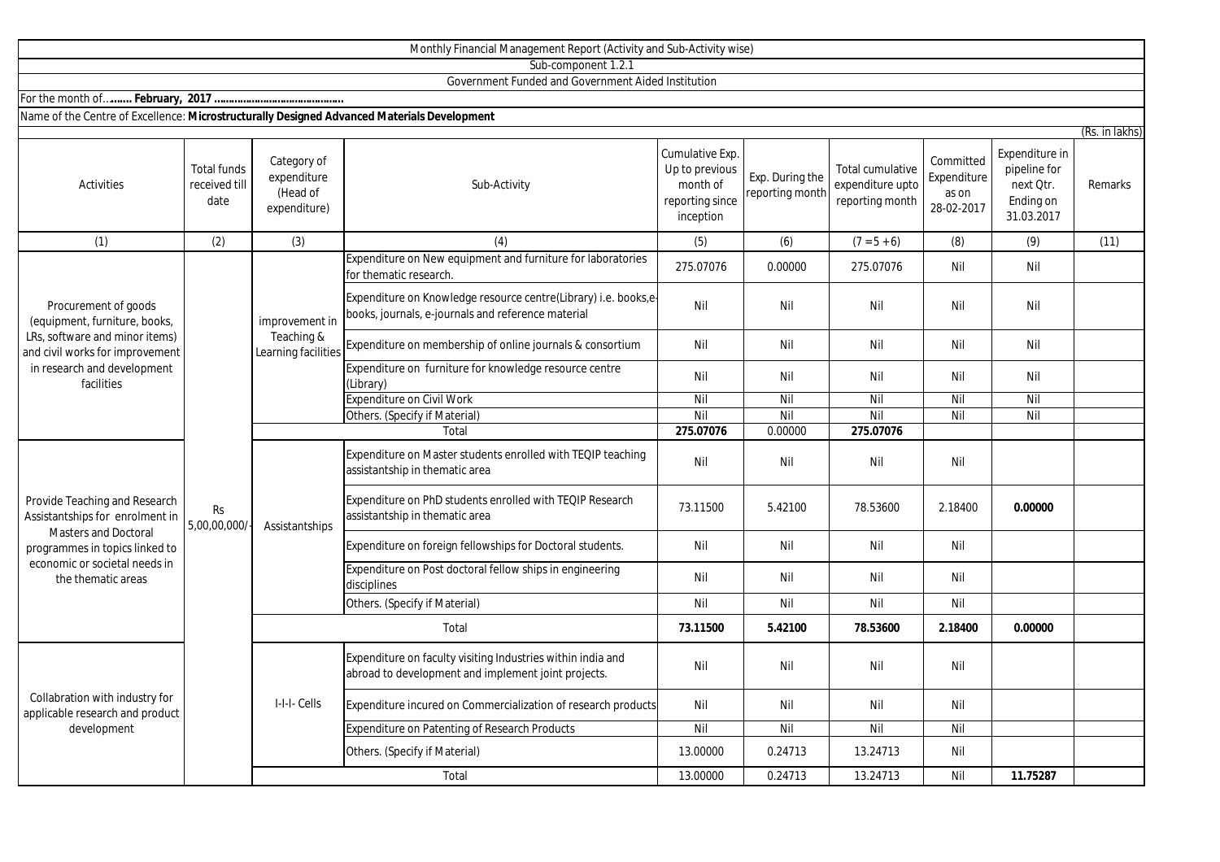Monthly Financial Management Report (Activity and Sub-Activity wise)

Sub-component 1.2.1

Government Funded and Government Aided Institution

For the month of…**…… February, 2017 ………………………………….**

Name of the Centre of Excellence: **Microstructurally Designed Advanced Materials Development**

(Rs. in lakhs)

| Activities | Total funds received till date | Category of expenditure (Head of expenditure) | Sub-Activity | Cumulative Exp. Up to previous month of reporting since inception | Exp. During the reporting month | Total cumulative expenditure upto reporting month | Committed Expenditure as on 28-02-2017 | Expenditure in pipeline for next Qtr. Ending on 31.03.2017 | Remarks |
|---|---|---|---|---|---|---|---|---|---|
| (1) | (2) | (3) | (4) | (5) | (6) | (7 = 5 + 6) | (8) | (9) | (11) |
| Procurement of goods (equipment, furniture, books, LRs, software and minor items) and civil works for improvement in research and development facilities | Rs 5,00,00,000/- | improvement in Teaching & Learning facilities | Expenditure on New equipment and furniture for laboratories for thematic research. | 275.07076 | 0.00000 | 275.07076 | Nil | Nil | |
| | | | Expenditure on Knowledge resource centre(Library) i.e. books,e-books, journals, e-journals and reference material | Nil | Nil | Nil | Nil | Nil | |
| | | | Expenditure on membership of online journals & consortium | Nil | Nil | Nil | Nil | Nil | |
| | | | Expenditure on furniture for knowledge resource centre (Library) | Nil | Nil | Nil | Nil | Nil | |
| | | | Expenditure on Civil Work | Nil | Nil | Nil | Nil | Nil | |
| | | | Others. (Specify if Material) | Nil | Nil | Nil | Nil | Nil | |
| | | | Total | **275.07076** | 0.00000 | **275.07076** | | | |
| Provide Teaching and Research Assistantships for enrolment in Masters and Doctoral programmes in topics linked to economic or societal needs in the thematic areas | | Assistantships | Expenditure on Master students enrolled with TEQIP teaching assistantship in thematic area | Nil | Nil | Nil | Nil | | |
| | | | Expenditure on PhD students enrolled with TEQIP Research assistantship in thematic area | 73.11500 | 5.42100 | 78.53600 | 2.18400 | **0.00000** | |
| | | | Expenditure on foreign fellowships for Doctoral students. | Nil | Nil | Nil | Nil | | |
| | | | Expenditure on Post doctoral fellow ships in engineering disciplines | Nil | Nil | Nil | Nil | | |
| | | | Others. (Specify if Material) | Nil | Nil | Nil | Nil | | |
| | | | Total | **73.11500** | **5.42100** | **78.53600** | **2.18400** | **0.00000** | |
| Collabration with industry for applicable research and product development | | I-I-I- Cells | Expenditure on faculty visiting Industries within india and abroad to development and implement joint projects. | Nil | Nil | Nil | Nil | | |
| | | | Expenditure incured on Commercialization of research products | Nil | Nil | Nil | Nil | | |
| | | | Expenditure on Patenting of Research Products | Nil | Nil | Nil | Nil | | |
| | | | Others. (Specify if Material) | 13.00000 | 0.24713 | 13.24713 | Nil | | |
| | | | Total | 13.00000 | 0.24713 | 13.24713 | Nil | **11.75287** | |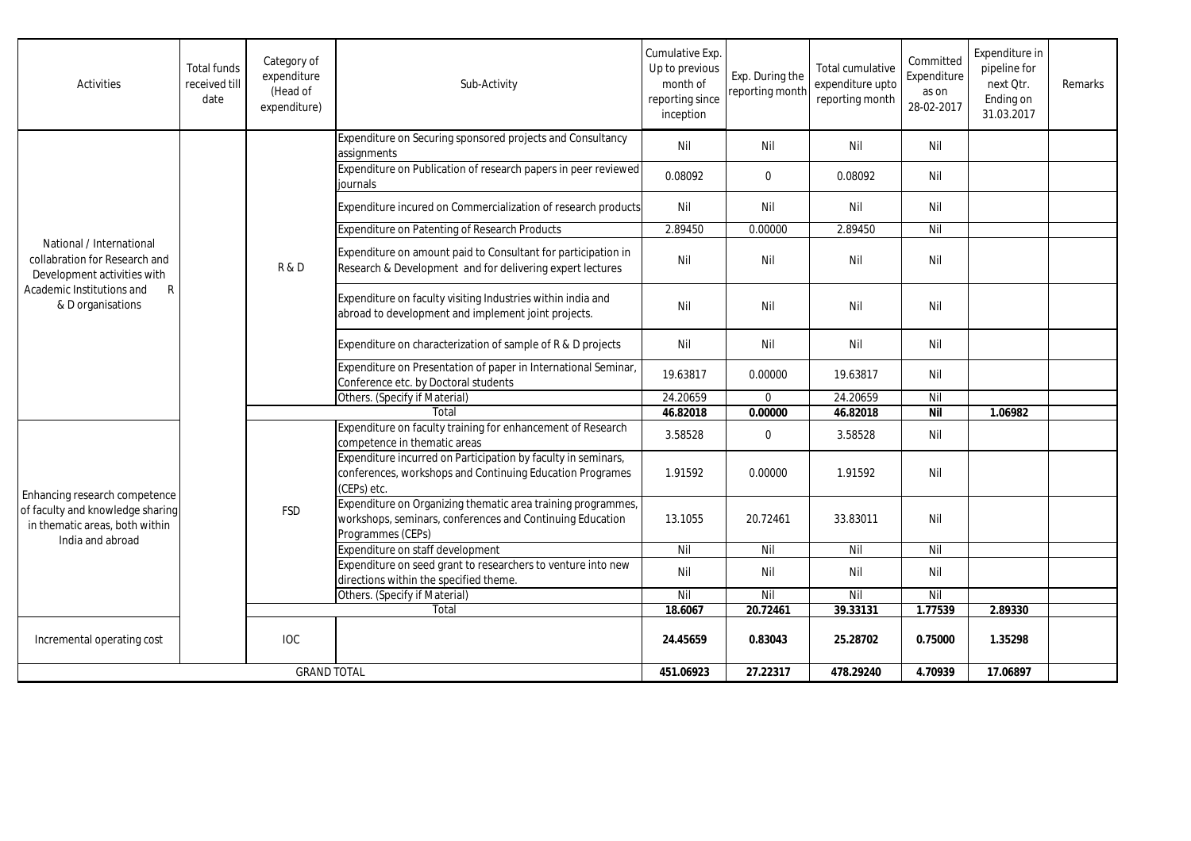| Activities | Total funds received till date | Category of expenditure (Head of expenditure) | Sub-Activity | Cumulative Exp. Up to previous month of reporting since inception | Exp. During the reporting month | Total cumulative expenditure upto reporting month | Committed Expenditure as on 28-02-2017 | Expenditure in pipeline for next Qtr. Ending on 31.03.2017 | Remarks |
|---|---|---|---|---|---|---|---|---|---|
| National / International collabration for Research and Development activities with Academic Institutions and R & D organisations | | R & D | Expenditure on Securing sponsored projects and Consultancy assignments | Nil | Nil | Nil | Nil | | |
| | | | Expenditure on Publication of research papers in peer reviewed journals | 0.08092 | 0 | 0.08092 | Nil | | |
| | | | Expenditure incured on Commercialization of research products | Nil | Nil | Nil | Nil | | |
| | | | Expenditure on Patenting of Research Products | 2.89450 | 0.00000 | 2.89450 | Nil | | |
| | | | Expenditure on amount paid to Consultant for participation in Research & Development and for delivering expert lectures | Nil | Nil | Nil | Nil | | |
| | | | Expenditure on faculty visiting Industries within india and abroad to development and implement joint projects. | Nil | Nil | Nil | Nil | | |
| | | | Expenditure on characterization of sample of R & D projects | Nil | Nil | Nil | Nil | | |
| | | | Expenditure on Presentation of paper in International Seminar, Conference etc. by Doctoral students | 19.63817 | 0.00000 | 19.63817 | Nil | | |
| | | | Others. (Specify if Material) | 24.20659 | 0 | 24.20659 | Nil | | |
| | | | **Total** | **46.82018** | **0.00000** | **46.82018** | **Nil** | **1.06982** | |
| Enhancing research competence of faculty and knowledge sharing in thematic areas, both within India and abroad | | FSD | Expenditure on faculty training for enhancement of Research competence in thematic areas | 3.58528 | 0 | 3.58528 | Nil | | |
| | | | Expenditure incurred on Participation by faculty in seminars, conferences, workshops and Continuing Education Programes (CEPs) etc. | 1.91592 | 0.00000 | 1.91592 | Nil | | |
| | | | Expenditure on Organizing thematic area training programmes, workshops, seminars, conferences and Continuing Education Programmes (CEPs) | 13.1055 | 20.72461 | 33.83011 | Nil | | |
| | | | Expenditure on staff development | Nil | Nil | Nil | Nil | | |
| | | | Expenditure on seed grant to researchers to venture into new directions within the specified theme. | Nil | Nil | Nil | Nil | | |
| | | | Others. (Specify if Material) | Nil | Nil | Nil | Nil | | |
| | | | **Total** | **18.6067** | **20.72461** | **39.33131** | **1.77539** | **2.89330** | |
| Incremental operating cost | | IOC | | **24.45659** | **0.83043** | **25.28702** | **0.75000** | **1.35298** | |
| GRAND TOTAL | | | | **451.06923** | **27.22317** | **478.29240** | **4.70939** | **17.06897** | |